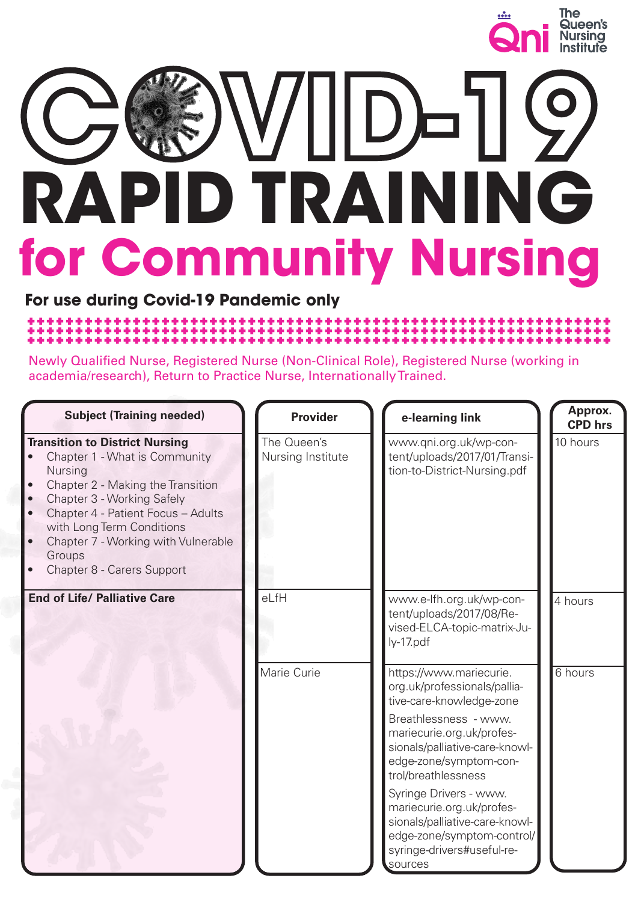The Queen's Nursing Institute

# COVID-19 RAPID TRAINING

## for Community Nursing

**For use during Covid-19 Pandemic only**

Newly Qualified Nurse, Registered Nurse (Non-Clinical Role), Registered Nurse (working in academia/research), Return to Practice Nurse, Internationally Trained.

| Subject (Training needed) | Provider | e-learning link | Approx. CPD hrs |
|---|---|---|---|
| **Transition to District Nursing**<br>• Chapter 1 - What is Community Nursing<br>• Chapter 2 - Making the Transition<br>• Chapter 3 - Working Safely<br>• Chapter 4 - Patient Focus – Adults with Long Term Conditions<br>• Chapter 7 - Working with Vulnerable Groups<br>• Chapter 8 - Carers Support | The Queen's Nursing Institute | www.qni.org.uk/wp-content/uploads/2017/01/Transition-to-District-Nursing.pdf | 10 hours |
| **End of Life/ Palliative Care** | eLfH | www.e-lfh.org.uk/wp-content/uploads/2017/08/Revised-ELCA-topic-matrix-July-17.pdf | 4 hours |
| | Marie Curie | https://www.mariecurie.org.uk/professionals/palliative-care-knowledge-zone<br>Breathlessness - www.mariecurie.org.uk/professionals/palliative-care-knowledge-zone/symptom-control/breathlessness<br>Syringe Drivers - www.mariecurie.org.uk/professionals/palliative-care-knowledge-zone/symptom-control/syringe-drivers#useful-resources | 6 hours |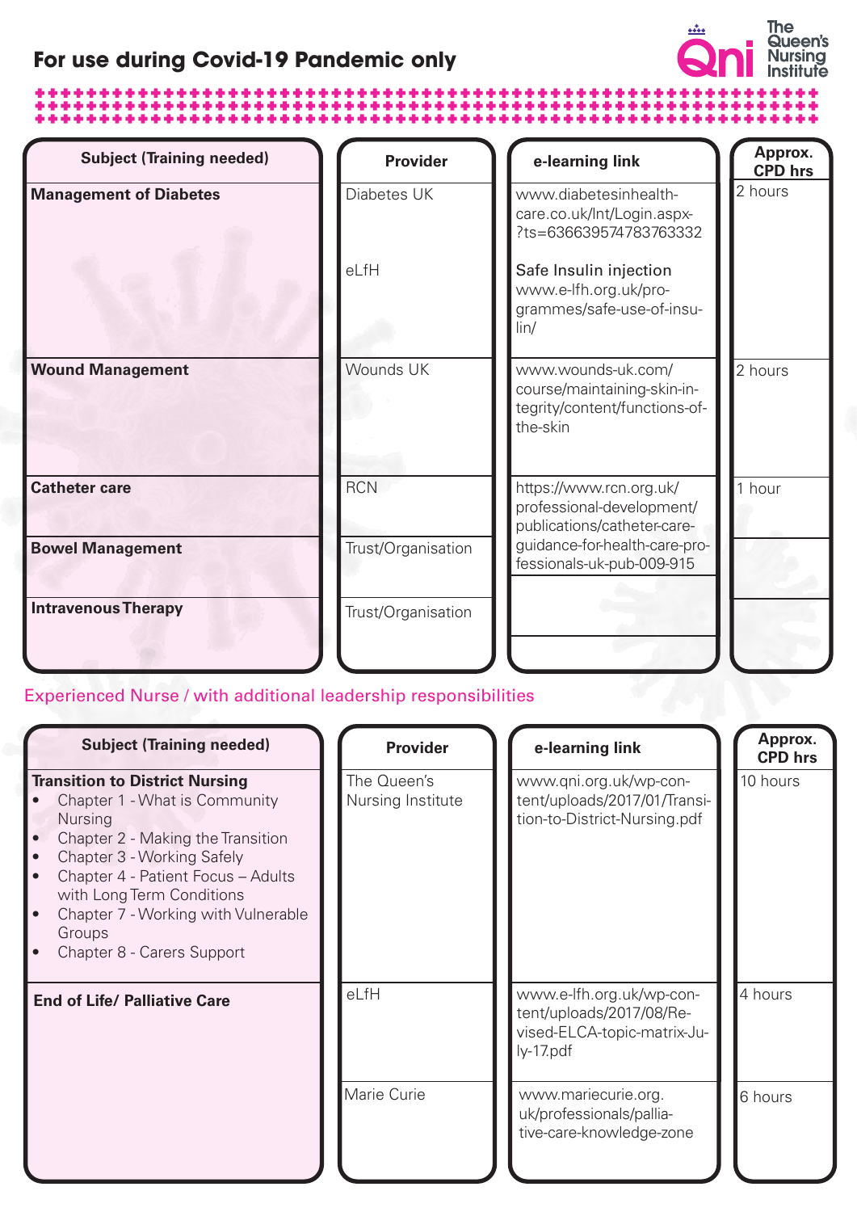## For use during Covid-19 Pandemic only

| Subject (Training needed) | Provider | e-learning link | Approx. CPD hrs |
|---|---|---|---|
| **Management of Diabetes** | Diabetes UK | www.diabetesinhealth-care.co.uk/lnt/Login.aspx-?ts=636639574783763332 | 2 hours |
| | eLfH | Safe Insulin injection www.e-lfh.org.uk/programmes/safe-use-of-insulin/ | |
| **Wound Management** | Wounds UK | www.wounds-uk.com/course/maintaining-skin-integrity/content/functions-of-the-skin | 2 hours |
| **Catheter care** | RCN | https://www.rcn.org.uk/professional-development/publications/catheter-care-guidance-for-health-care-professionals-uk-pub-009-915 | 1 hour |
| **Bowel Management** | Trust/Organisation | | |
| **Intravenous Therapy** | Trust/Organisation | | |

Experienced Nurse / with additional leadership responsibilities

| Subject (Training needed) | Provider | e-learning link | Approx. CPD hrs |
|---|---|---|---|
| **Transition to District Nursing**<br>• Chapter 1 - What is Community Nursing<br>• Chapter 2 - Making the Transition<br>• Chapter 3 - Working Safely<br>• Chapter 4 - Patient Focus – Adults with Long Term Conditions<br>• Chapter 7 - Working with Vulnerable Groups<br>• Chapter 8 - Carers Support | The Queen's Nursing Institute | www.qni.org.uk/wp-content/uploads/2017/01/Transition-to-District-Nursing.pdf | 10 hours |
| **End of Life/ Palliative Care** | eLfH | www.e-lfh.org.uk/wp-content/uploads/2017/08/Revised-ELCA-topic-matrix-July-17.pdf | 4 hours |
| | Marie Curie | www.mariecurie.org.uk/professionals/palliative-care-knowledge-zone | 6 hours |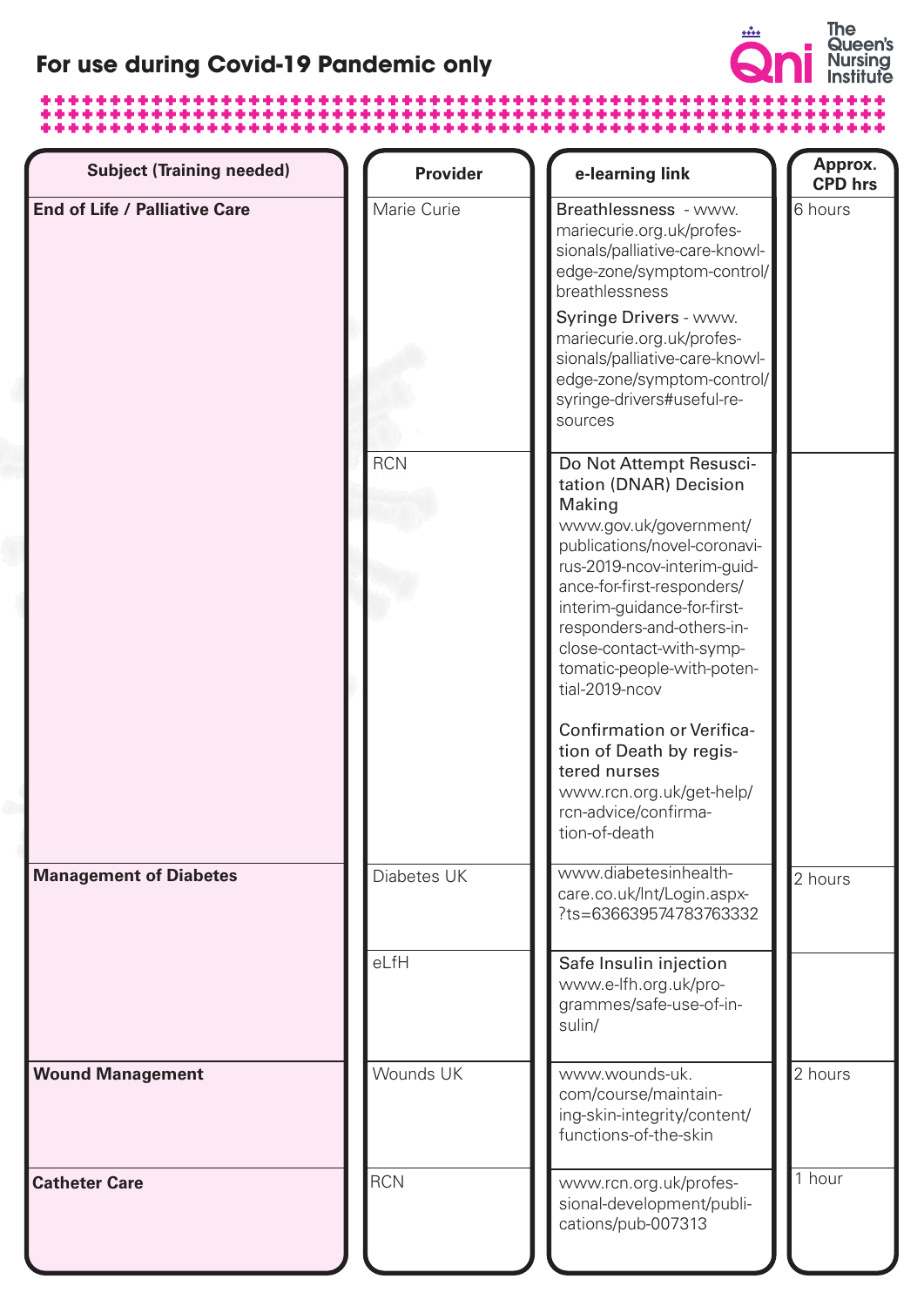## For use during Covid-19 Pandemic only

| Subject (Training needed) | Provider | e-learning link | Approx. CPD hrs |
|---|---|---|---|
| **End of Life / Palliative Care** | Marie Curie | Breathlessness - www.mariecurie.org.uk/professionals/palliative-care-knowledge-zone/symptom-control/breathlessness<br>Syringe Drivers - www.mariecurie.org.uk/professionals/palliative-care-knowledge-zone/symptom-control/syringe-drivers#useful-resources | 6 hours |
| | RCN | Do Not Attempt Resuscitation (DNAR) Decision Making www.gov.uk/government/publications/novel-coronavirus-2019-ncov-interim-guidance-for-first-responders/interim-guidance-for-first-responders-and-others-in-close-contact-with-symptomatic-people-with-potential-2019-ncov<br>Confirmation or Verification of Death by registered nurses www.rcn.org.uk/get-help/rcn-advice/confirmation-of-death | |
| **Management of Diabetes** | Diabetes UK | www.diabetesinhealthcare.co.uk/lnt/Login.aspx?ts=636639574783763332 | 2 hours |
| | eLfH | Safe Insulin injection www.e-lfh.org.uk/programmes/safe-use-of-insulin/ | |
| **Wound Management** | Wounds UK | www.wounds-uk.com/course/maintaining-skin-integrity/content/functions-of-the-skin | 2 hours |
| **Catheter Care** | RCN | www.rcn.org.uk/professional-development/publications/pub-007313 | 1 hour |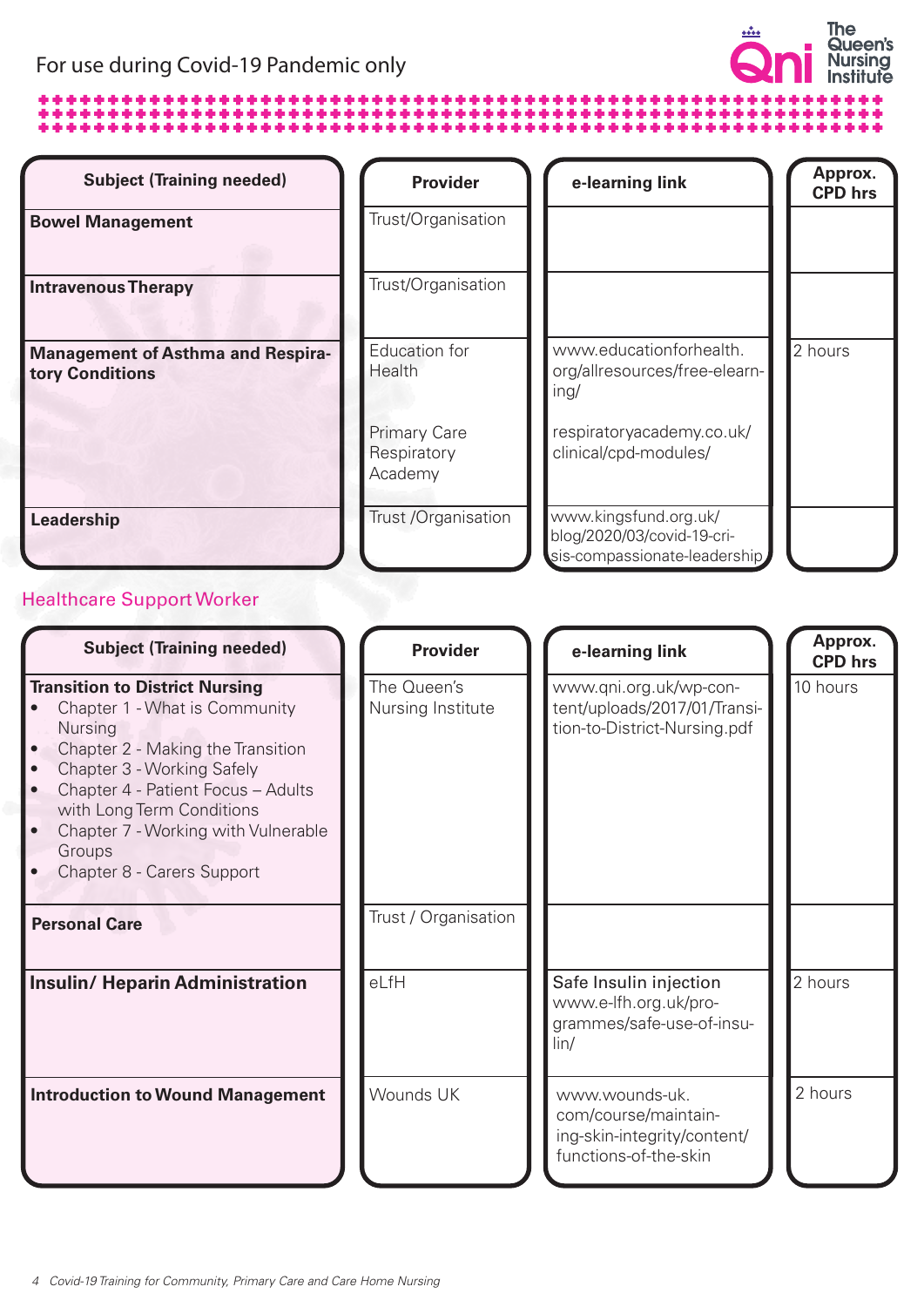For use during Covid-19 Pandemic only

| Subject (Training needed) | Provider | e-learning link | Approx. CPD hrs |
|---|---|---|---|
| **Bowel Management** | Trust/Organisation | | |
| **Intravenous Therapy** | Trust/Organisation | | |
| **Management of Asthma and Respiratory Conditions** | Education for Health<br><br>Primary Care Respiratory Academy | www.educationforhealth.org/allresources/free-elearning/<br><br>respiratoryacademy.co.uk/clinical/cpd-modules/ | 2 hours |
| **Leadership** | Trust /Organisation | www.kingsfund.org.uk/blog/2020/03/covid-19-crisis-compassionate-leadership | |

## Healthcare Support Worker

| Subject (Training needed) | Provider | e-learning link | Approx. CPD hrs |
|---|---|---|---|
| **Transition to District Nursing**<br>• Chapter 1 - What is Community Nursing<br>• Chapter 2 - Making the Transition<br>• Chapter 3 - Working Safely<br>• Chapter 4 - Patient Focus – Adults with Long Term Conditions<br>• Chapter 7 - Working with Vulnerable Groups<br>• Chapter 8 - Carers Support | The Queen's Nursing Institute | www.qni.org.uk/wp-content/uploads/2017/01/Transition-to-District-Nursing.pdf | 10 hours |
| **Personal Care** | Trust / Organisation | | |
| **Insulin/ Heparin Administration** | eLfH | Safe Insulin injection www.e-lfh.org.uk/programmes/safe-use-of-insulin/ | 2 hours |
| **Introduction to Wound Management** | Wounds UK | www.wounds-uk.com/course/maintaining-skin-integrity/content/functions-of-the-skin | 2 hours |